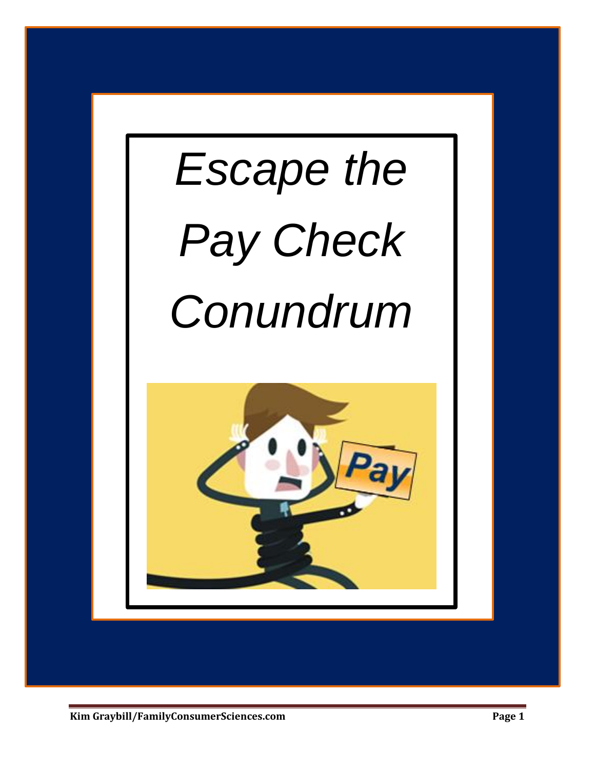# *Escape the Pay Check Conundrum*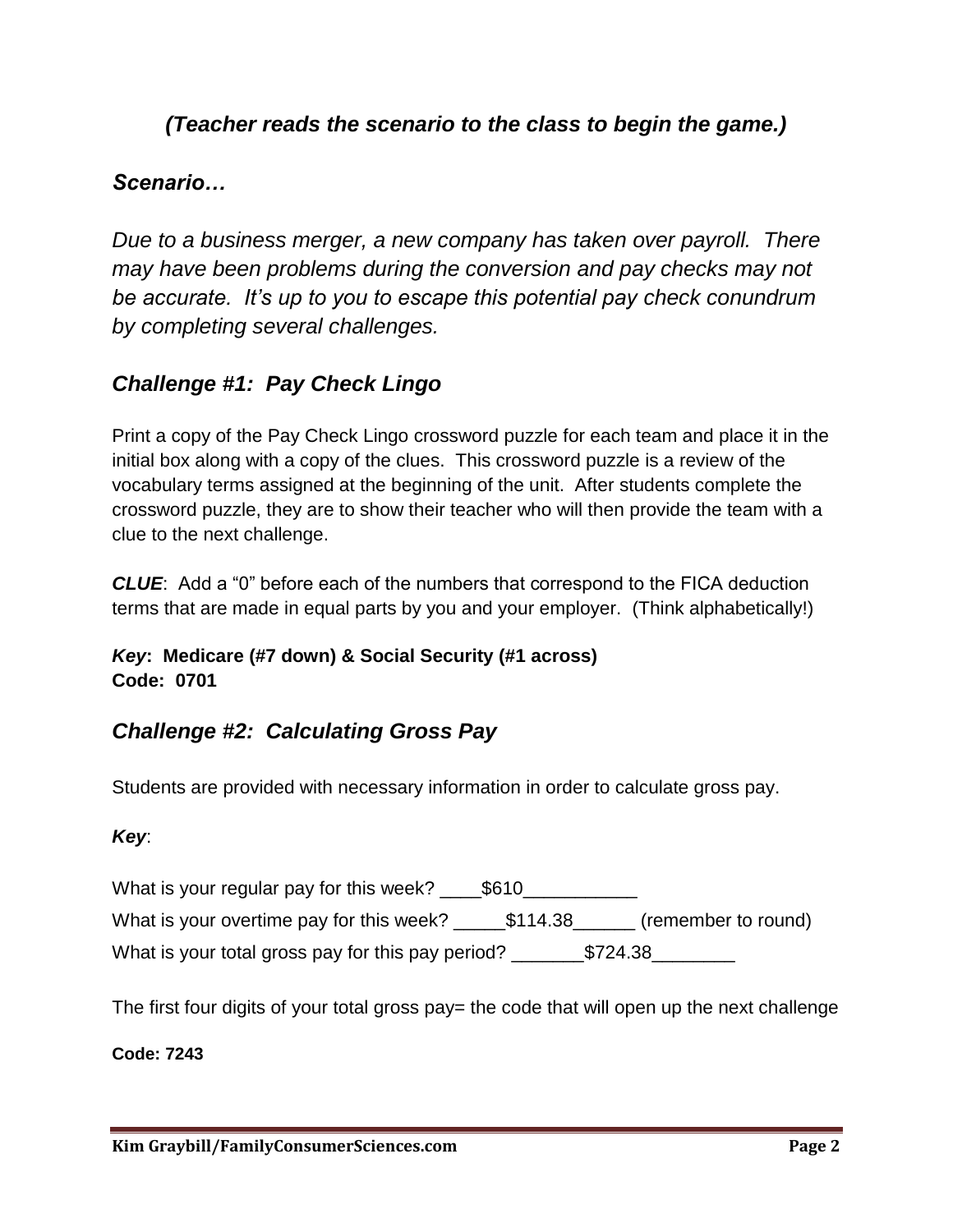***(Teacher reads the scenario to the class to begin the game.)***

### *Scenario…*

*Due to a business merger, a new company has taken over payroll. There may have been problems during the conversion and pay checks may not be accurate. It's up to you to escape this potential pay check conundrum by completing several challenges.*

### *Challenge #1: Pay Check Lingo*

Print a copy of the Pay Check Lingo crossword puzzle for each team and place it in the initial box along with a copy of the clues. This crossword puzzle is a review of the vocabulary terms assigned at the beginning of the unit. After students complete the crossword puzzle, they are to show their teacher who will then provide the team with a clue to the next challenge.

***CLUE***: Add a "0" before each of the numbers that correspond to the FICA deduction terms that are made in equal parts by you and your employer. (Think alphabetically!)

***Key*: Medicare (#7 down) & Social Security (#1 across)**
**Code: 0701**

### *Challenge #2: Calculating Gross Pay*

Students are provided with necessary information in order to calculate gross pay.

***Key***:

What is your regular pay for this week? ____$610___________

What is your overtime pay for this week? _____$114.38______ (remember to round)

What is your total gross pay for this pay period? _______$724.38________

The first four digits of your total gross pay= the code that will open up the next challenge

**Code: 7243**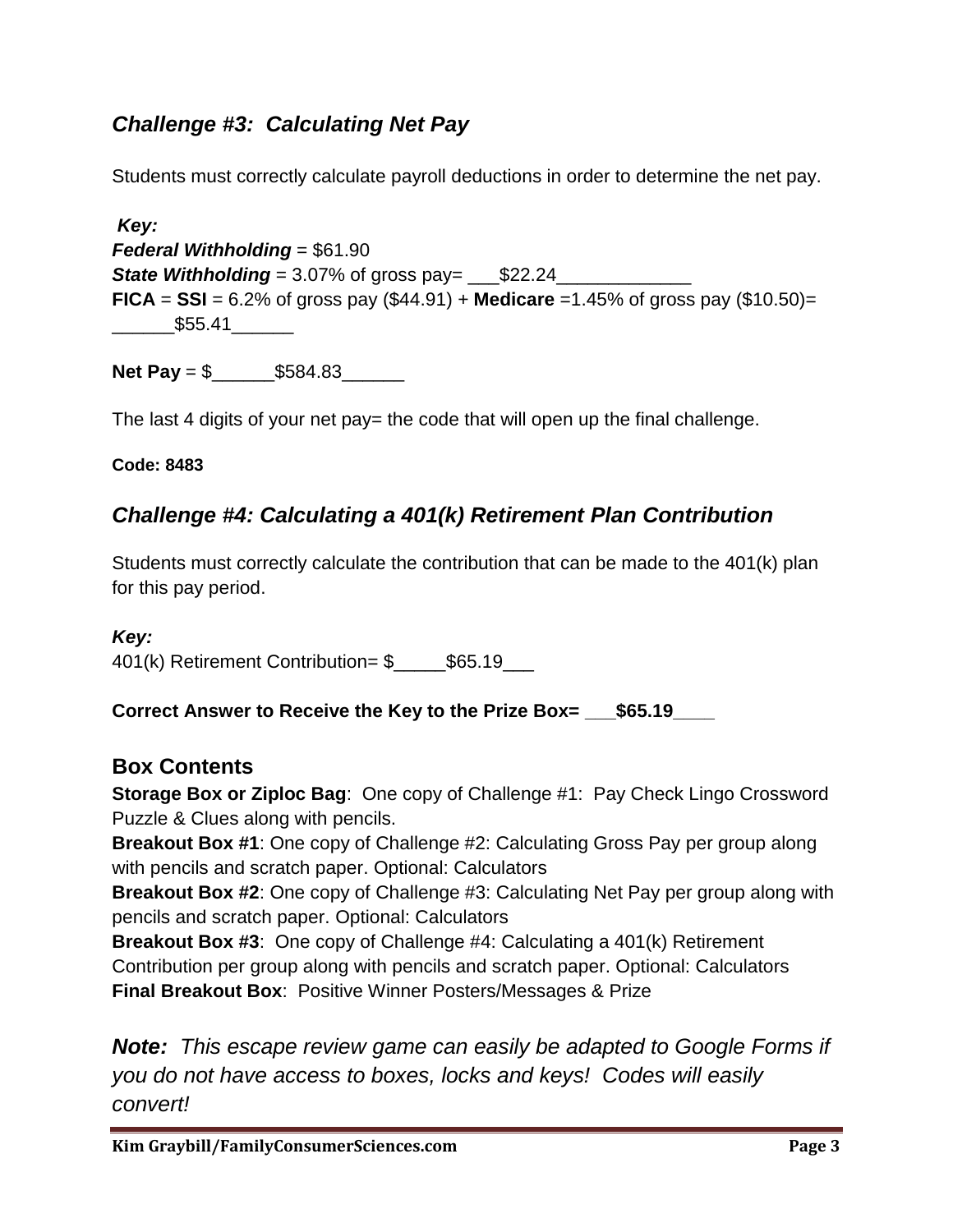## *Challenge #3: Calculating Net Pay*

Students must correctly calculate payroll deductions in order to determine the net pay.

***Key:***

***Federal Withholding*** = $61.90

***State Withholding*** = 3.07% of gross pay= ___$22.24_____________

**FICA** = **SSI** = 6.2% of gross pay ($44.91) + **Medicare** =1.45% of gross pay ($10.50)= ______$55.41______

**Net Pay** = $______$584.83______

The last 4 digits of your net pay= the code that will open up the final challenge.

**Code: 8483**

## *Challenge #4: Calculating a 401(k) Retirement Plan Contribution*

Students must correctly calculate the contribution that can be made to the 401(k) plan for this pay period.

***Key:***

401(k) Retirement Contribution= $_____$65.19___

**Correct Answer to Receive the Key to the Prize Box= ___$65.19____**

## Box Contents

**Storage Box or Ziploc Bag**: One copy of Challenge #1: Pay Check Lingo Crossword Puzzle & Clues along with pencils.

**Breakout Box #1**: One copy of Challenge #2: Calculating Gross Pay per group along with pencils and scratch paper. Optional: Calculators

**Breakout Box #2**: One copy of Challenge #3: Calculating Net Pay per group along with pencils and scratch paper. Optional: Calculators

**Breakout Box #3**: One copy of Challenge #4: Calculating a 401(k) Retirement Contribution per group along with pencils and scratch paper. Optional: Calculators

**Final Breakout Box**: Positive Winner Posters/Messages & Prize

***Note:*** *This escape review game can easily be adapted to Google Forms if you do not have access to boxes, locks and keys! Codes will easily convert!*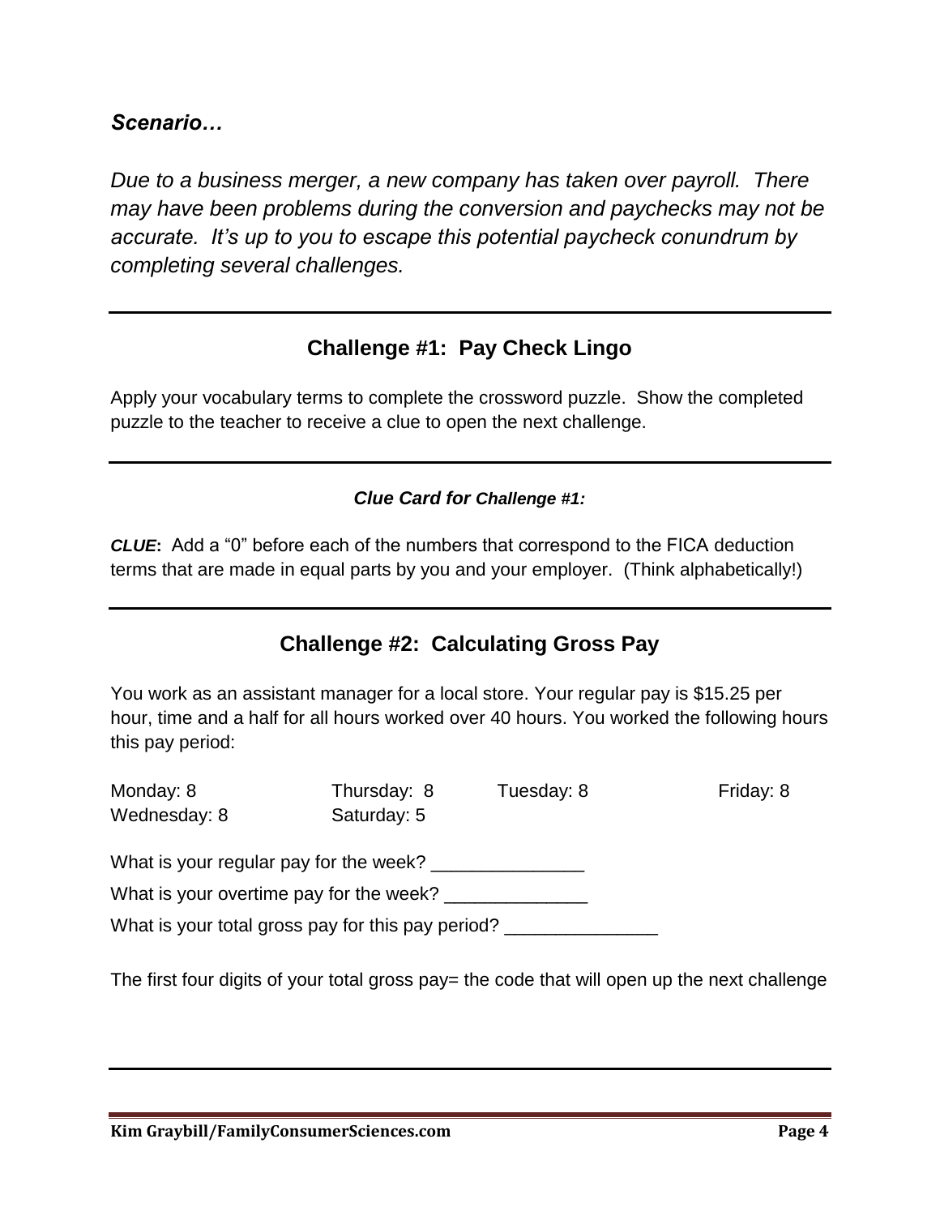***Scenario…***

*Due to a business merger, a new company has taken over payroll. There may have been problems during the conversion and paychecks may not be accurate. It's up to you to escape this potential paycheck conundrum by completing several challenges.*

---

## Challenge #1: Pay Check Lingo

Apply your vocabulary terms to complete the crossword puzzle. Show the completed puzzle to the teacher to receive a clue to open the next challenge.

---

***Clue Card for Challenge #1:***

***CLUE*:** Add a "0" before each of the numbers that correspond to the FICA deduction terms that are made in equal parts by you and your employer. (Think alphabetically!)

---

## Challenge #2: Calculating Gross Pay

You work as an assistant manager for a local store. Your regular pay is $15.25 per hour, time and a half for all hours worked over 40 hours. You worked the following hours this pay period:

| | | | |
|---|---|---|---|
| Monday: 8 | Thursday: 8 | Tuesday: 8 | Friday: 8 |
| Wednesday: 8 | Saturday: 5 | | |

What is your regular pay for the week? _______________

What is your overtime pay for the week? ______________

What is your total gross pay for this pay period? _______________

The first four digits of your total gross pay= the code that will open up the next challenge

---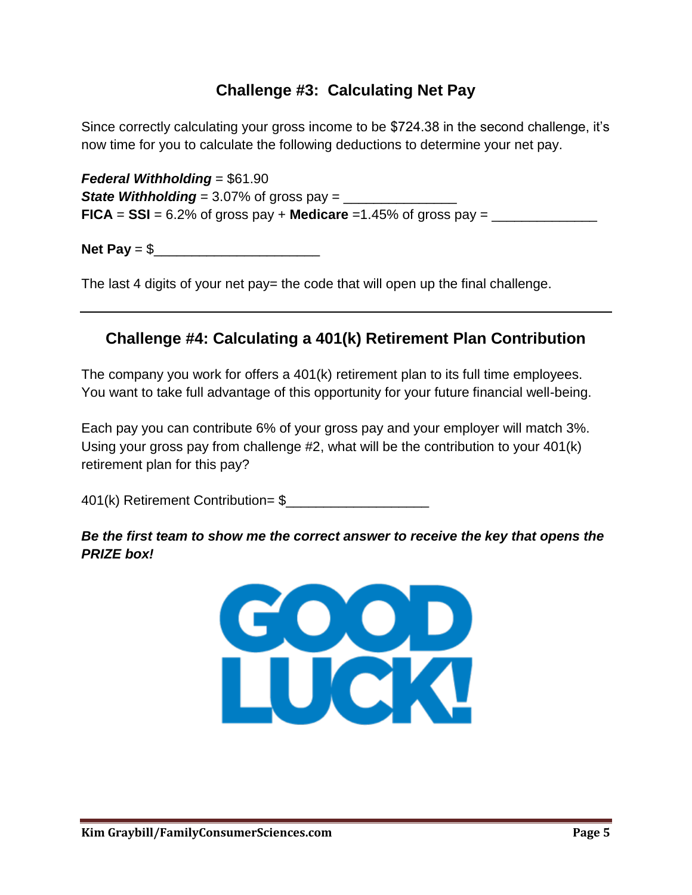## Challenge #3: Calculating Net Pay

Since correctly calculating your gross income to be $724.38 in the second challenge, it's now time for you to calculate the following deductions to determine your net pay.

***Federal Withholding*** = $61.90
***State Withholding*** = 3.07% of gross pay = _______________
**FICA** = **SSI** = 6.2% of gross pay + **Medicare** =1.45% of gross pay = ______________

**Net Pay** = $______________________

The last 4 digits of your net pay= the code that will open up the final challenge.

---

## Challenge #4: Calculating a 401(k) Retirement Plan Contribution

The company you work for offers a 401(k) retirement plan to its full time employees. You want to take full advantage of this opportunity for your future financial well-being.

Each pay you can contribute 6% of your gross pay and your employer will match 3%. Using your gross pay from challenge #2, what will be the contribution to your 401(k) retirement plan for this pay?

401(k) Retirement Contribution= $___________________

***Be the first team to show me the correct answer to receive the key that opens the PRIZE box!***

GOOD LUCK!